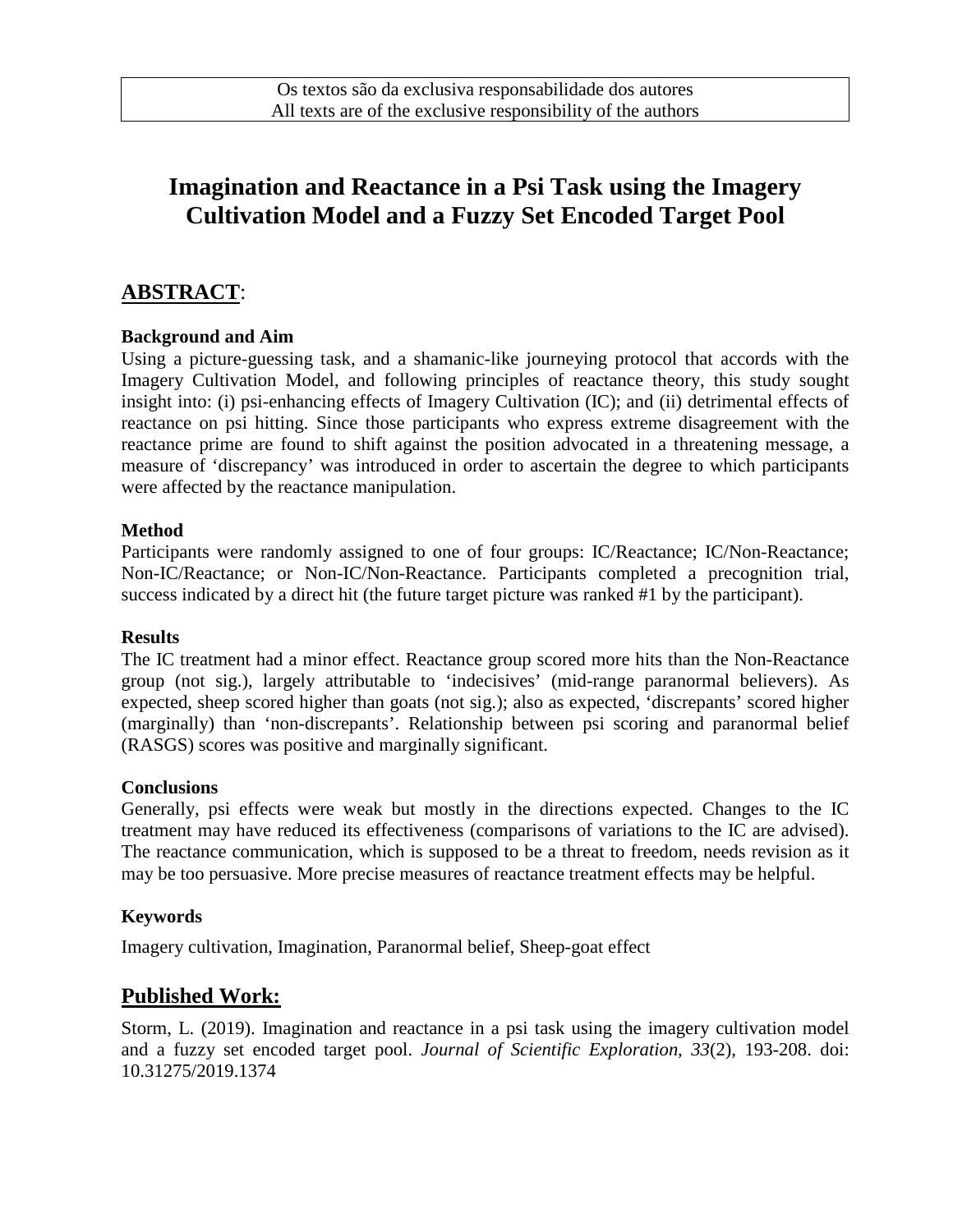Os textos são da exclusiva responsabilidade dos autores
All texts are of the exclusive responsibility of the authors

# Imagination and Reactance in a Psi Task using the Imagery Cultivation Model and a Fuzzy Set Encoded Target Pool

## ABSTRACT:

### Background and Aim

Using a picture-guessing task, and a shamanic-like journeying protocol that accords with the Imagery Cultivation Model, and following principles of reactance theory, this study sought insight into: (i) psi-enhancing effects of Imagery Cultivation (IC); and (ii) detrimental effects of reactance on psi hitting. Since those participants who express extreme disagreement with the reactance prime are found to shift against the position advocated in a threatening message, a measure of 'discrepancy' was introduced in order to ascertain the degree to which participants were affected by the reactance manipulation.

### Method

Participants were randomly assigned to one of four groups: IC/Reactance; IC/Non-Reactance; Non-IC/Reactance; or Non-IC/Non-Reactance. Participants completed a precognition trial, success indicated by a direct hit (the future target picture was ranked #1 by the participant).

### Results

The IC treatment had a minor effect. Reactance group scored more hits than the Non-Reactance group (not sig.), largely attributable to 'indecisives' (mid-range paranormal believers). As expected, sheep scored higher than goats (not sig.); also as expected, 'discrepants' scored higher (marginally) than 'non-discrepants'. Relationship between psi scoring and paranormal belief (RASGS) scores was positive and marginally significant.

### Conclusions

Generally, psi effects were weak but mostly in the directions expected. Changes to the IC treatment may have reduced its effectiveness (comparisons of variations to the IC are advised). The reactance communication, which is supposed to be a threat to freedom, needs revision as it may be too persuasive. More precise measures of reactance treatment effects may be helpful.

### Keywords

Imagery cultivation, Imagination, Paranormal belief, Sheep-goat effect

## Published Work:

Storm, L. (2019). Imagination and reactance in a psi task using the imagery cultivation model and a fuzzy set encoded target pool. *Journal of Scientific Exploration, 33*(2), 193-208. doi: 10.31275/2019.1374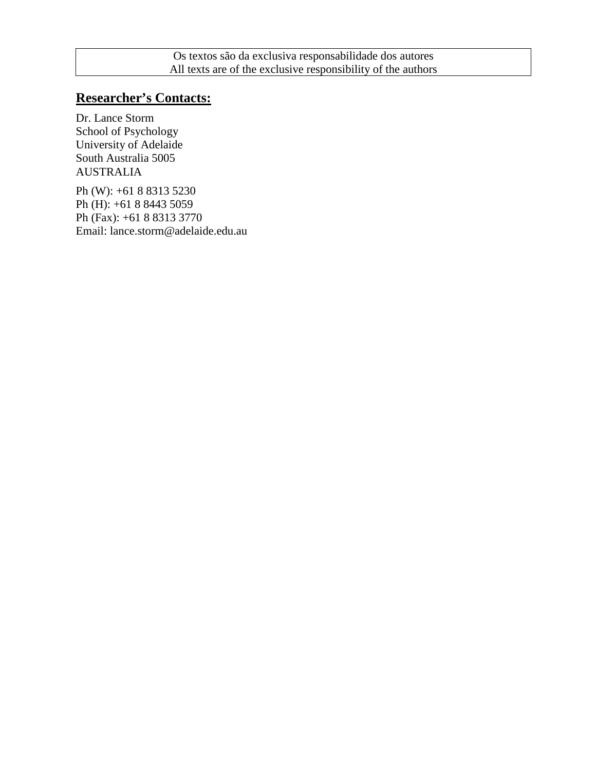Os textos são da exclusiva responsabilidade dos autores
All texts are of the exclusive responsibility of the authors

## **Researcher's Contacts:**

Dr. Lance Storm
School of Psychology
University of Adelaide
South Australia 5005
AUSTRALIA

Ph (W): +61 8 8313 5230
Ph (H): +61 8 8443 5059
Ph (Fax): +61 8 8313 3770
Email: lance.storm@adelaide.edu.au